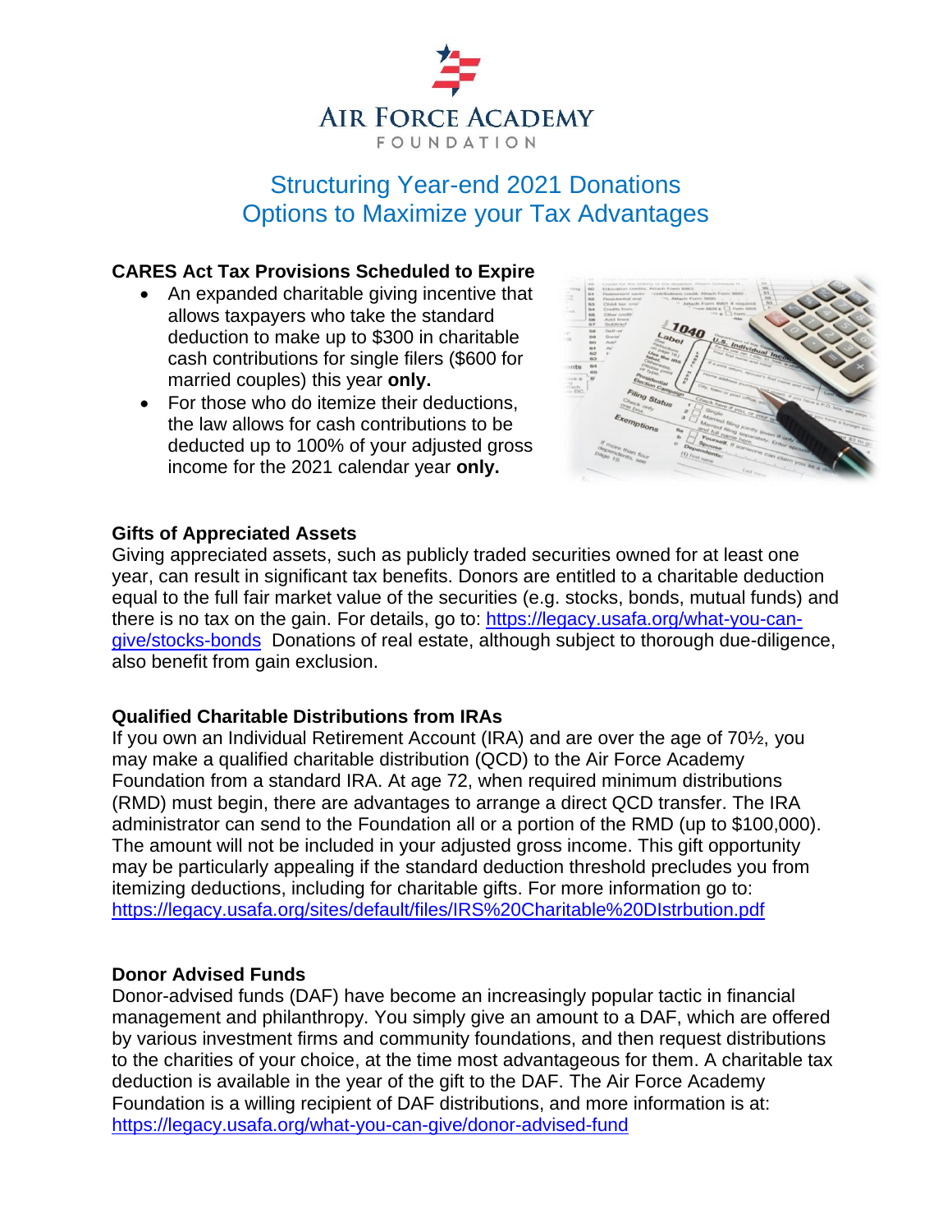# Air Force Academy Foundation

## Structuring Year-end 2021 Donations
## Options to Maximize your Tax Advantages

### CARES Act Tax Provisions Scheduled to Expire

- An expanded charitable giving incentive that allows taxpayers who take the standard deduction to make up to $300 in charitable cash contributions for single filers ($600 for married couples) this year **only.**
- For those who do itemize their deductions, the law allows for cash contributions to be deducted up to 100% of your adjusted gross income for the 2021 calendar year **only.**

### Gifts of Appreciated Assets

Giving appreciated assets, such as publicly traded securities owned for at least one year, can result in significant tax benefits. Donors are entitled to a charitable deduction equal to the full fair market value of the securities (e.g. stocks, bonds, mutual funds) and there is no tax on the gain. For details, go to: https://legacy.usafa.org/what-you-can-give/stocks-bonds Donations of real estate, although subject to thorough due-diligence, also benefit from gain exclusion.

### Qualified Charitable Distributions from IRAs

If you own an Individual Retirement Account (IRA) and are over the age of 70½, you may make a qualified charitable distribution (QCD) to the Air Force Academy Foundation from a standard IRA. At age 72, when required minimum distributions (RMD) must begin, there are advantages to arrange a direct QCD transfer. The IRA administrator can send to the Foundation all or a portion of the RMD (up to $100,000). The amount will not be included in your adjusted gross income. This gift opportunity may be particularly appealing if the standard deduction threshold precludes you from itemizing deductions, including for charitable gifts. For more information go to: https://legacy.usafa.org/sites/default/files/IRS%20Charitable%20DIstrbution.pdf

### Donor Advised Funds

Donor-advised funds (DAF) have become an increasingly popular tactic in financial management and philanthropy. You simply give an amount to a DAF, which are offered by various investment firms and community foundations, and then request distributions to the charities of your choice, at the time most advantageous for them. A charitable tax deduction is available in the year of the gift to the DAF. The Air Force Academy Foundation is a willing recipient of DAF distributions, and more information is at: https://legacy.usafa.org/what-you-can-give/donor-advised-fund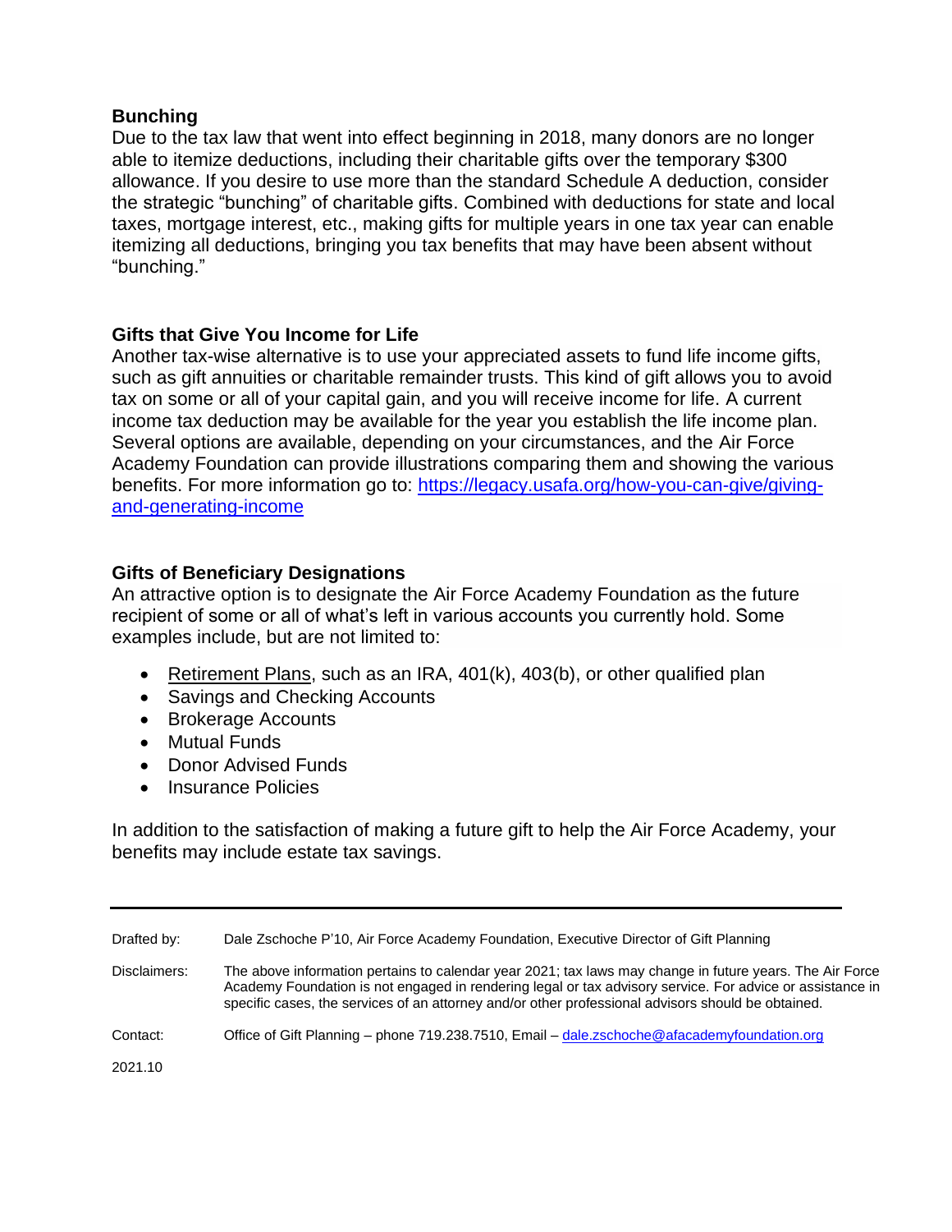**Bunching**

Due to the tax law that went into effect beginning in 2018, many donors are no longer able to itemize deductions, including their charitable gifts over the temporary $300 allowance. If you desire to use more than the standard Schedule A deduction, consider the strategic "bunching" of charitable gifts. Combined with deductions for state and local taxes, mortgage interest, etc., making gifts for multiple years in one tax year can enable itemizing all deductions, bringing you tax benefits that may have been absent without "bunching."

**Gifts that Give You Income for Life**

Another tax-wise alternative is to use your appreciated assets to fund life income gifts, such as gift annuities or charitable remainder trusts. This kind of gift allows you to avoid tax on some or all of your capital gain, and you will receive income for life. A current income tax deduction may be available for the year you establish the life income plan. Several options are available, depending on your circumstances, and the Air Force Academy Foundation can provide illustrations comparing them and showing the various benefits. For more information go to: [https://legacy.usafa.org/how-you-can-give/giving-and-generating-income](https://legacy.usafa.org/how-you-can-give/giving-and-generating-income)

**Gifts of Beneficiary Designations**

An attractive option is to designate the Air Force Academy Foundation as the future recipient of some or all of what's left in various accounts you currently hold. Some examples include, but are not limited to:

- Retirement Plans, such as an IRA, 401(k), 403(b), or other qualified plan
- Savings and Checking Accounts
- Brokerage Accounts
- Mutual Funds
- Donor Advised Funds
- Insurance Policies

In addition to the satisfaction of making a future gift to help the Air Force Academy, your benefits may include estate tax savings.

---

| | |
|---|---|
| Drafted by: | Dale Zschoche P'10, Air Force Academy Foundation, Executive Director of Gift Planning |
| Disclaimers: | The above information pertains to calendar year 2021; tax laws may change in future years. The Air Force Academy Foundation is not engaged in rendering legal or tax advisory service. For advice or assistance in specific cases, the services of an attorney and/or other professional advisors should be obtained. |
| Contact: | Office of Gift Planning – phone 719.238.7510, Email – [dale.zschoche@afacademyfoundation.org](mailto:dale.zschoche@afacademyfoundation.org) |

2021.10